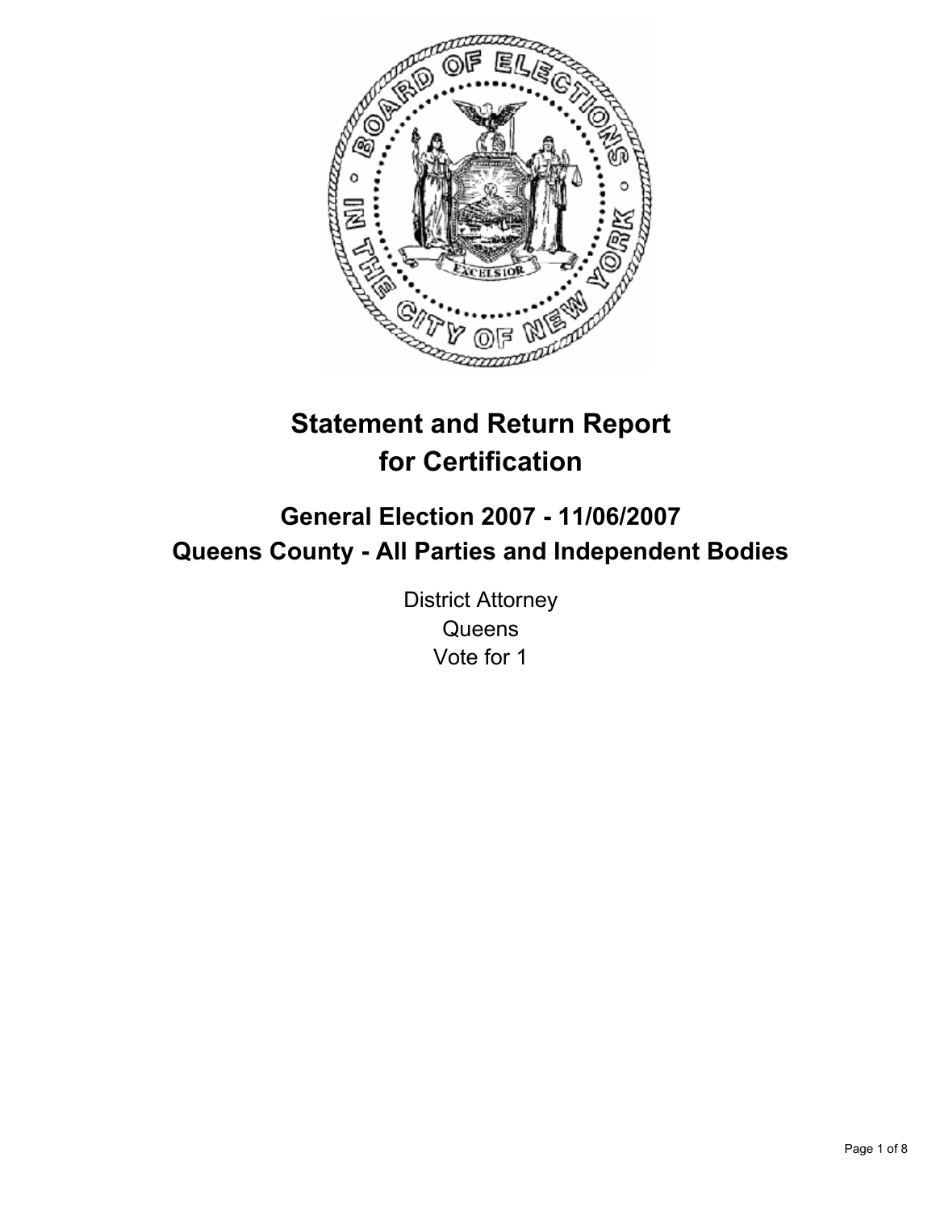# Statement and Return Report for Certification

## General Election 2007 - 11/06/2007
## Queens County - All Parties and Independent Bodies

District Attorney
Queens
Vote for 1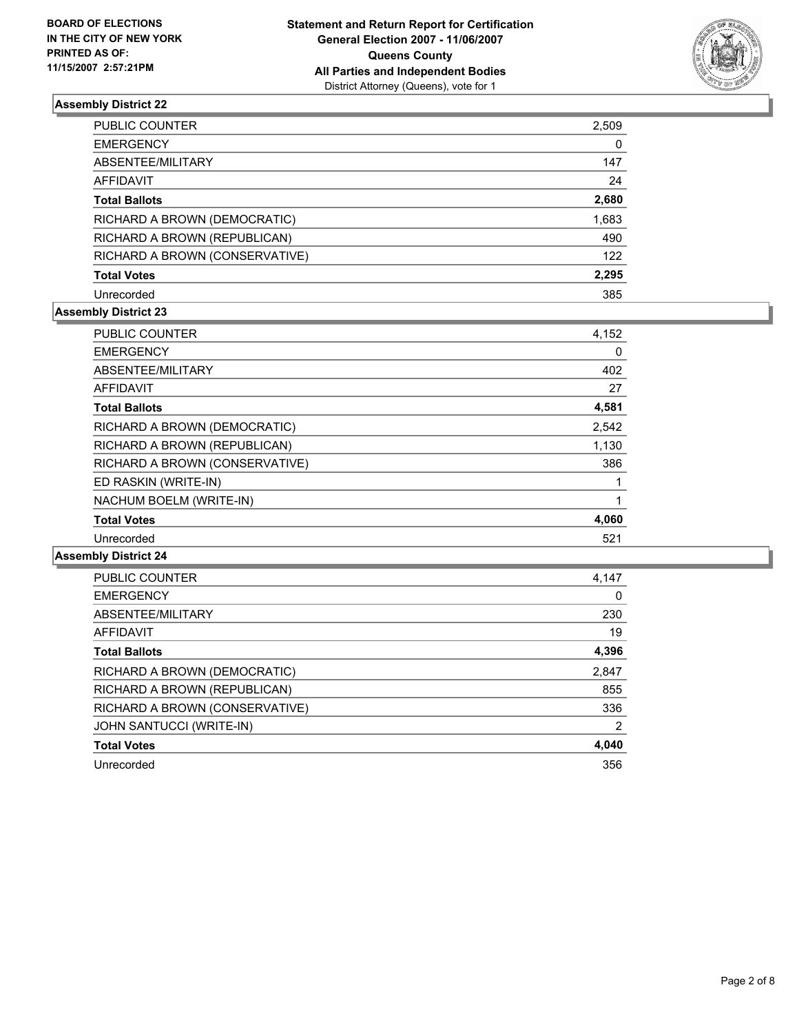### Assembly District 22

| | |
|---|---|
| PUBLIC COUNTER | 2,509 |
| EMERGENCY | 0 |
| ABSENTEE/MILITARY | 147 |
| AFFIDAVIT | 24 |
| **Total Ballots** | **2,680** |
| RICHARD A BROWN (DEMOCRATIC) | 1,683 |
| RICHARD A BROWN (REPUBLICAN) | 490 |
| RICHARD A BROWN (CONSERVATIVE) | 122 |
| **Total Votes** | **2,295** |
| Unrecorded | 385 |

### Assembly District 23

| | |
|---|---|
| PUBLIC COUNTER | 4,152 |
| EMERGENCY | 0 |
| ABSENTEE/MILITARY | 402 |
| AFFIDAVIT | 27 |
| **Total Ballots** | **4,581** |
| RICHARD A BROWN (DEMOCRATIC) | 2,542 |
| RICHARD A BROWN (REPUBLICAN) | 1,130 |
| RICHARD A BROWN (CONSERVATIVE) | 386 |
| ED RASKIN (WRITE-IN) | 1 |
| NACHUM BOELM (WRITE-IN) | 1 |
| **Total Votes** | **4,060** |
| Unrecorded | 521 |

### Assembly District 24

| | |
|---|---|
| PUBLIC COUNTER | 4,147 |
| EMERGENCY | 0 |
| ABSENTEE/MILITARY | 230 |
| AFFIDAVIT | 19 |
| **Total Ballots** | **4,396** |
| RICHARD A BROWN (DEMOCRATIC) | 2,847 |
| RICHARD A BROWN (REPUBLICAN) | 855 |
| RICHARD A BROWN (CONSERVATIVE) | 336 |
| JOHN SANTUCCI (WRITE-IN) | 2 |
| **Total Votes** | **4,040** |
| Unrecorded | 356 |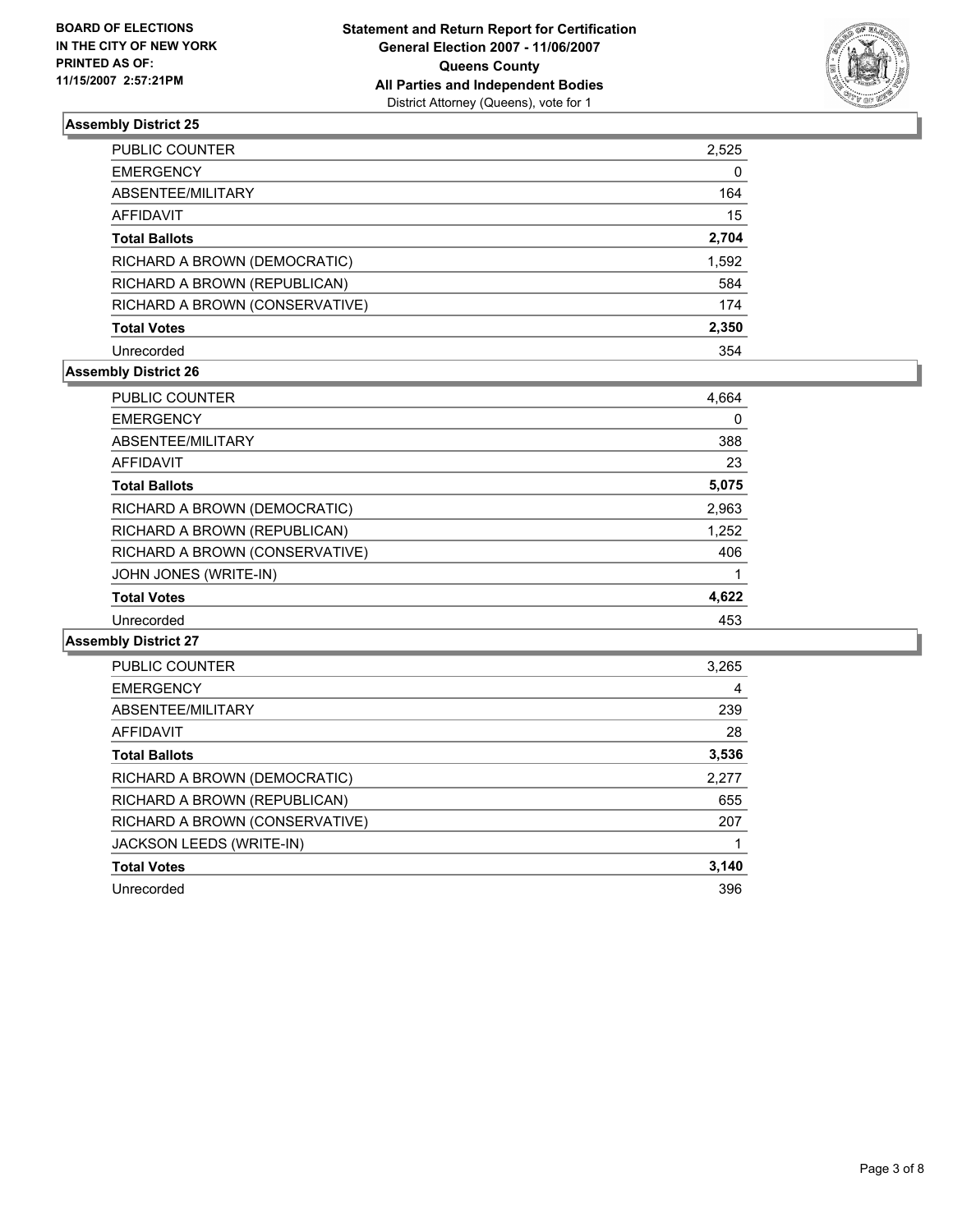**BOARD OF ELECTIONS IN THE CITY OF NEW YORK PRINTED AS OF: 11/15/2007 2:57:21PM**

**Statement and Return Report for Certification General Election 2007 - 11/06/2007 Queens County All Parties and Independent Bodies**
District Attorney (Queens), vote for 1

### Assembly District 25

| | |
|---|---|
| PUBLIC COUNTER | 2,525 |
| EMERGENCY | 0 |
| ABSENTEE/MILITARY | 164 |
| AFFIDAVIT | 15 |
| **Total Ballots** | **2,704** |
| RICHARD A BROWN (DEMOCRATIC) | 1,592 |
| RICHARD A BROWN (REPUBLICAN) | 584 |
| RICHARD A BROWN (CONSERVATIVE) | 174 |
| **Total Votes** | **2,350** |
| Unrecorded | 354 |

### Assembly District 26

| | |
|---|---|
| PUBLIC COUNTER | 4,664 |
| EMERGENCY | 0 |
| ABSENTEE/MILITARY | 388 |
| AFFIDAVIT | 23 |
| **Total Ballots** | **5,075** |
| RICHARD A BROWN (DEMOCRATIC) | 2,963 |
| RICHARD A BROWN (REPUBLICAN) | 1,252 |
| RICHARD A BROWN (CONSERVATIVE) | 406 |
| JOHN JONES (WRITE-IN) | 1 |
| **Total Votes** | **4,622** |
| Unrecorded | 453 |

### Assembly District 27

| | |
|---|---|
| PUBLIC COUNTER | 3,265 |
| EMERGENCY | 4 |
| ABSENTEE/MILITARY | 239 |
| AFFIDAVIT | 28 |
| **Total Ballots** | **3,536** |
| RICHARD A BROWN (DEMOCRATIC) | 2,277 |
| RICHARD A BROWN (REPUBLICAN) | 655 |
| RICHARD A BROWN (CONSERVATIVE) | 207 |
| JACKSON LEEDS (WRITE-IN) | 1 |
| **Total Votes** | **3,140** |
| Unrecorded | 396 |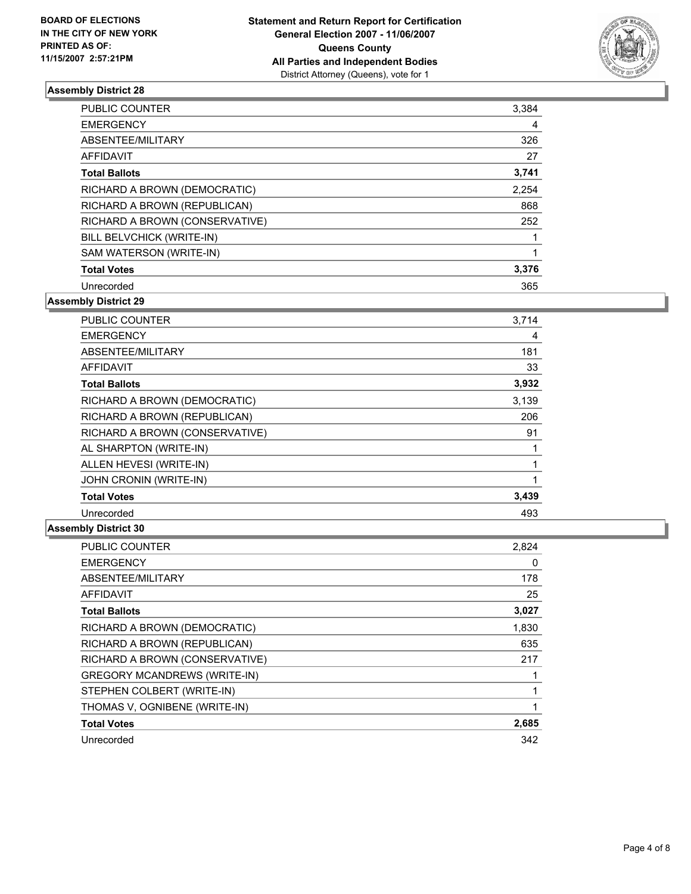**BOARD OF ELECTIONS IN THE CITY OF NEW YORK PRINTED AS OF: 11/15/2007 2:57:21PM**

# Statement and Return Report for Certification
## General Election 2007 - 11/06/2007
## Queens County
## All Parties and Independent Bodies
District Attorney (Queens), vote for 1

### Assembly District 28

| | |
|---|---|
| PUBLIC COUNTER | 3,384 |
| EMERGENCY | 4 |
| ABSENTEE/MILITARY | 326 |
| AFFIDAVIT | 27 |
| **Total Ballots** | **3,741** |
| RICHARD A BROWN (DEMOCRATIC) | 2,254 |
| RICHARD A BROWN (REPUBLICAN) | 868 |
| RICHARD A BROWN (CONSERVATIVE) | 252 |
| BILL BELVCHICK (WRITE-IN) | 1 |
| SAM WATERSON (WRITE-IN) | 1 |
| **Total Votes** | **3,376** |
| Unrecorded | 365 |

### Assembly District 29

| | |
|---|---|
| PUBLIC COUNTER | 3,714 |
| EMERGENCY | 4 |
| ABSENTEE/MILITARY | 181 |
| AFFIDAVIT | 33 |
| **Total Ballots** | **3,932** |
| RICHARD A BROWN (DEMOCRATIC) | 3,139 |
| RICHARD A BROWN (REPUBLICAN) | 206 |
| RICHARD A BROWN (CONSERVATIVE) | 91 |
| AL SHARPTON (WRITE-IN) | 1 |
| ALLEN HEVESI (WRITE-IN) | 1 |
| JOHN CRONIN (WRITE-IN) | 1 |
| **Total Votes** | **3,439** |
| Unrecorded | 493 |

### Assembly District 30

| | |
|---|---|
| PUBLIC COUNTER | 2,824 |
| EMERGENCY | 0 |
| ABSENTEE/MILITARY | 178 |
| AFFIDAVIT | 25 |
| **Total Ballots** | **3,027** |
| RICHARD A BROWN (DEMOCRATIC) | 1,830 |
| RICHARD A BROWN (REPUBLICAN) | 635 |
| RICHARD A BROWN (CONSERVATIVE) | 217 |
| GREGORY MCANDREWS (WRITE-IN) | 1 |
| STEPHEN COLBERT (WRITE-IN) | 1 |
| THOMAS V, OGNIBENE (WRITE-IN) | 1 |
| **Total Votes** | **2,685** |
| Unrecorded | 342 |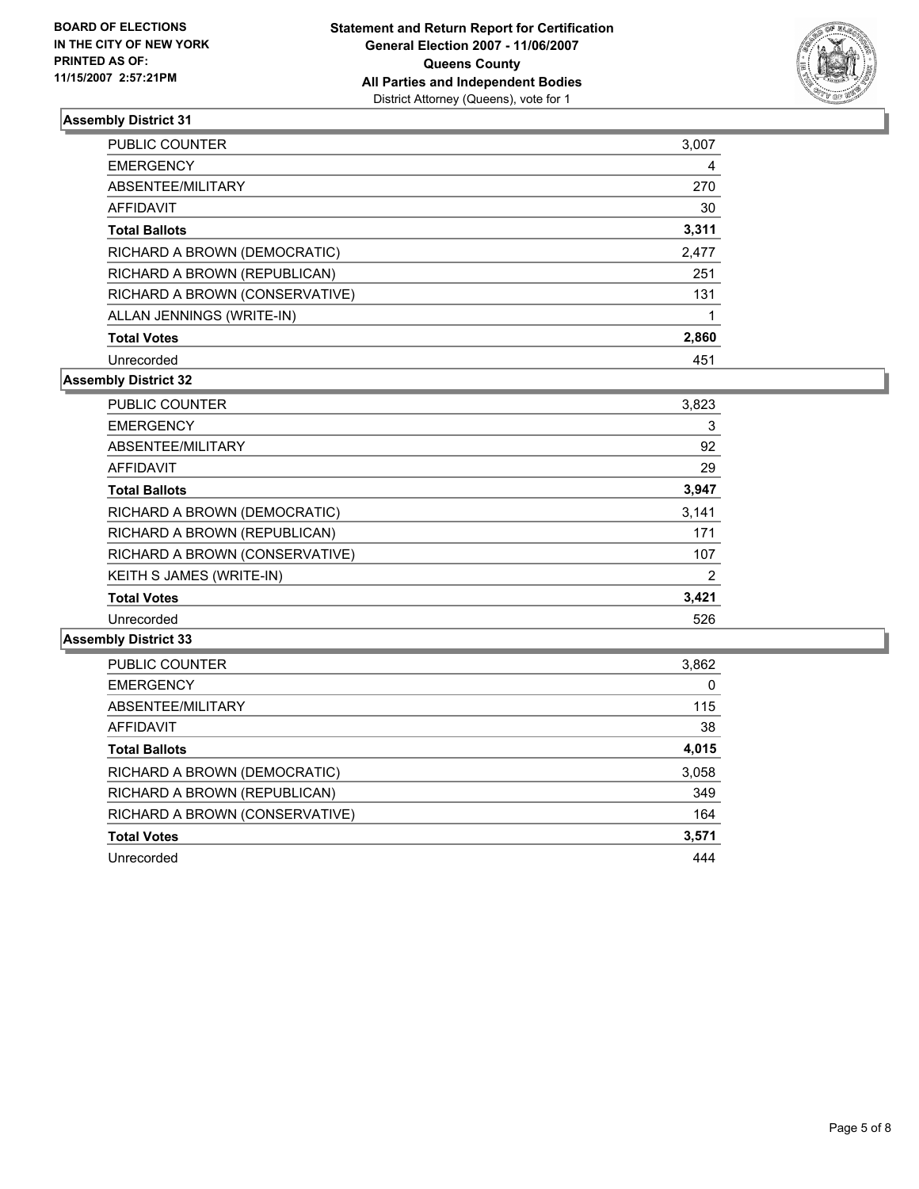**BOARD OF ELECTIONS IN THE CITY OF NEW YORK**
**PRINTED AS OF: 11/15/2007 2:57:21PM**

**Statement and Return Report for Certification**
**General Election 2007 - 11/06/2007**
**Queens County**
**All Parties and Independent Bodies**
District Attorney (Queens), vote for 1

### Assembly District 31

| | |
|---|---|
| PUBLIC COUNTER | 3,007 |
| EMERGENCY | 4 |
| ABSENTEE/MILITARY | 270 |
| AFFIDAVIT | 30 |
| **Total Ballots** | **3,311** |
| RICHARD A BROWN (DEMOCRATIC) | 2,477 |
| RICHARD A BROWN (REPUBLICAN) | 251 |
| RICHARD A BROWN (CONSERVATIVE) | 131 |
| ALLAN JENNINGS (WRITE-IN) | 1 |
| **Total Votes** | **2,860** |
| Unrecorded | 451 |

### Assembly District 32

| | |
|---|---|
| PUBLIC COUNTER | 3,823 |
| EMERGENCY | 3 |
| ABSENTEE/MILITARY | 92 |
| AFFIDAVIT | 29 |
| **Total Ballots** | **3,947** |
| RICHARD A BROWN (DEMOCRATIC) | 3,141 |
| RICHARD A BROWN (REPUBLICAN) | 171 |
| RICHARD A BROWN (CONSERVATIVE) | 107 |
| KEITH S JAMES (WRITE-IN) | 2 |
| **Total Votes** | **3,421** |
| Unrecorded | 526 |

### Assembly District 33

| | |
|---|---|
| PUBLIC COUNTER | 3,862 |
| EMERGENCY | 0 |
| ABSENTEE/MILITARY | 115 |
| AFFIDAVIT | 38 |
| **Total Ballots** | **4,015** |
| RICHARD A BROWN (DEMOCRATIC) | 3,058 |
| RICHARD A BROWN (REPUBLICAN) | 349 |
| RICHARD A BROWN (CONSERVATIVE) | 164 |
| **Total Votes** | **3,571** |
| Unrecorded | 444 |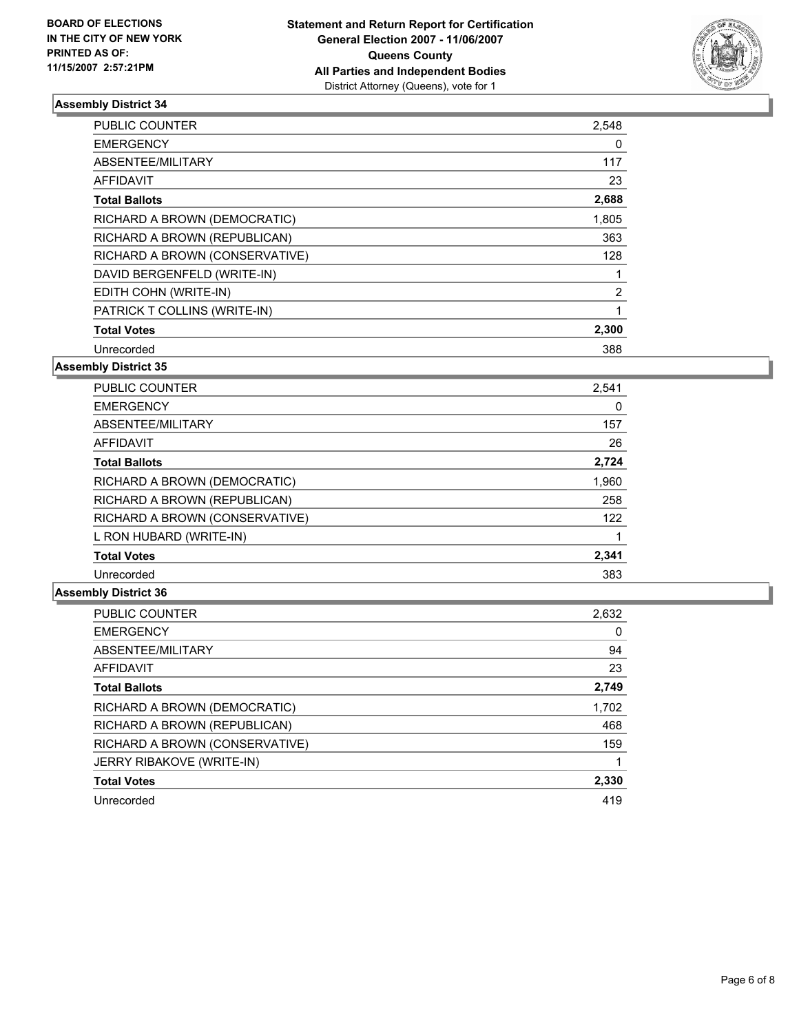**BOARD OF ELECTIONS IN THE CITY OF NEW YORK PRINTED AS OF: 11/15/2007 2:57:21PM**

**Statement and Return Report for Certification**
**General Election 2007 - 11/06/2007**
**Queens County**
**All Parties and Independent Bodies**
District Attorney (Queens), vote for 1

### Assembly District 34

| | |
|---|---|
| PUBLIC COUNTER | 2,548 |
| EMERGENCY | 0 |
| ABSENTEE/MILITARY | 117 |
| AFFIDAVIT | 23 |
| **Total Ballots** | **2,688** |
| RICHARD A BROWN (DEMOCRATIC) | 1,805 |
| RICHARD A BROWN (REPUBLICAN) | 363 |
| RICHARD A BROWN (CONSERVATIVE) | 128 |
| DAVID BERGENFELD (WRITE-IN) | 1 |
| EDITH COHN (WRITE-IN) | 2 |
| PATRICK T COLLINS (WRITE-IN) | 1 |
| **Total Votes** | **2,300** |
| Unrecorded | 388 |

### Assembly District 35

| | |
|---|---|
| PUBLIC COUNTER | 2,541 |
| EMERGENCY | 0 |
| ABSENTEE/MILITARY | 157 |
| AFFIDAVIT | 26 |
| **Total Ballots** | **2,724** |
| RICHARD A BROWN (DEMOCRATIC) | 1,960 |
| RICHARD A BROWN (REPUBLICAN) | 258 |
| RICHARD A BROWN (CONSERVATIVE) | 122 |
| L RON HUBARD (WRITE-IN) | 1 |
| **Total Votes** | **2,341** |
| Unrecorded | 383 |

### Assembly District 36

| | |
|---|---|
| PUBLIC COUNTER | 2,632 |
| EMERGENCY | 0 |
| ABSENTEE/MILITARY | 94 |
| AFFIDAVIT | 23 |
| **Total Ballots** | **2,749** |
| RICHARD A BROWN (DEMOCRATIC) | 1,702 |
| RICHARD A BROWN (REPUBLICAN) | 468 |
| RICHARD A BROWN (CONSERVATIVE) | 159 |
| JERRY RIBAKOVE (WRITE-IN) | 1 |
| **Total Votes** | **2,330** |
| Unrecorded | 419 |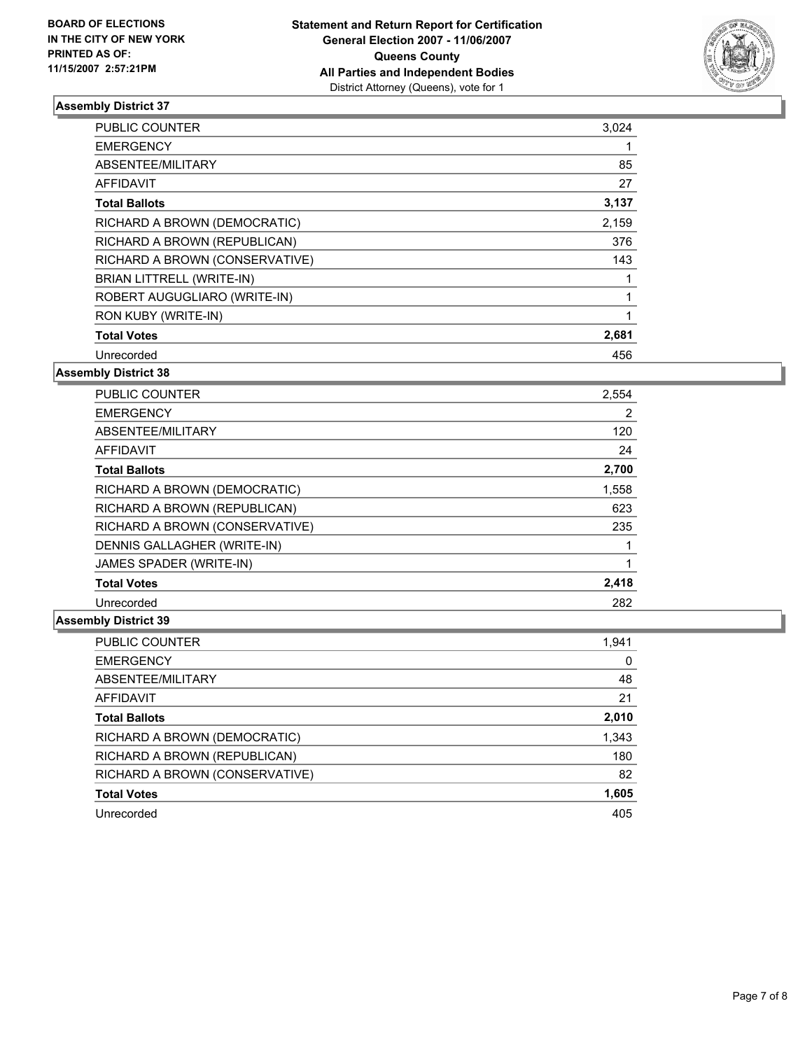**BOARD OF ELECTIONS IN THE CITY OF NEW YORK PRINTED AS OF: 11/15/2007 2:57:21PM**

**Statement and Return Report for Certification**
**General Election 2007 - 11/06/2007**
**Queens County**
**All Parties and Independent Bodies**
District Attorney (Queens), vote for 1

### Assembly District 37

| | |
|---|---|
| PUBLIC COUNTER | 3,024 |
| EMERGENCY | 1 |
| ABSENTEE/MILITARY | 85 |
| AFFIDAVIT | 27 |
| **Total Ballots** | **3,137** |
| RICHARD A BROWN (DEMOCRATIC) | 2,159 |
| RICHARD A BROWN (REPUBLICAN) | 376 |
| RICHARD A BROWN (CONSERVATIVE) | 143 |
| BRIAN LITTRELL (WRITE-IN) | 1 |
| ROBERT AUGUGLIARO (WRITE-IN) | 1 |
| RON KUBY (WRITE-IN) | 1 |
| **Total Votes** | **2,681** |
| Unrecorded | 456 |

### Assembly District 38

| | |
|---|---|
| PUBLIC COUNTER | 2,554 |
| EMERGENCY | 2 |
| ABSENTEE/MILITARY | 120 |
| AFFIDAVIT | 24 |
| **Total Ballots** | **2,700** |
| RICHARD A BROWN (DEMOCRATIC) | 1,558 |
| RICHARD A BROWN (REPUBLICAN) | 623 |
| RICHARD A BROWN (CONSERVATIVE) | 235 |
| DENNIS GALLAGHER (WRITE-IN) | 1 |
| JAMES SPADER (WRITE-IN) | 1 |
| **Total Votes** | **2,418** |
| Unrecorded | 282 |

### Assembly District 39

| | |
|---|---|
| PUBLIC COUNTER | 1,941 |
| EMERGENCY | 0 |
| ABSENTEE/MILITARY | 48 |
| AFFIDAVIT | 21 |
| **Total Ballots** | **2,010** |
| RICHARD A BROWN (DEMOCRATIC) | 1,343 |
| RICHARD A BROWN (REPUBLICAN) | 180 |
| RICHARD A BROWN (CONSERVATIVE) | 82 |
| **Total Votes** | **1,605** |
| Unrecorded | 405 |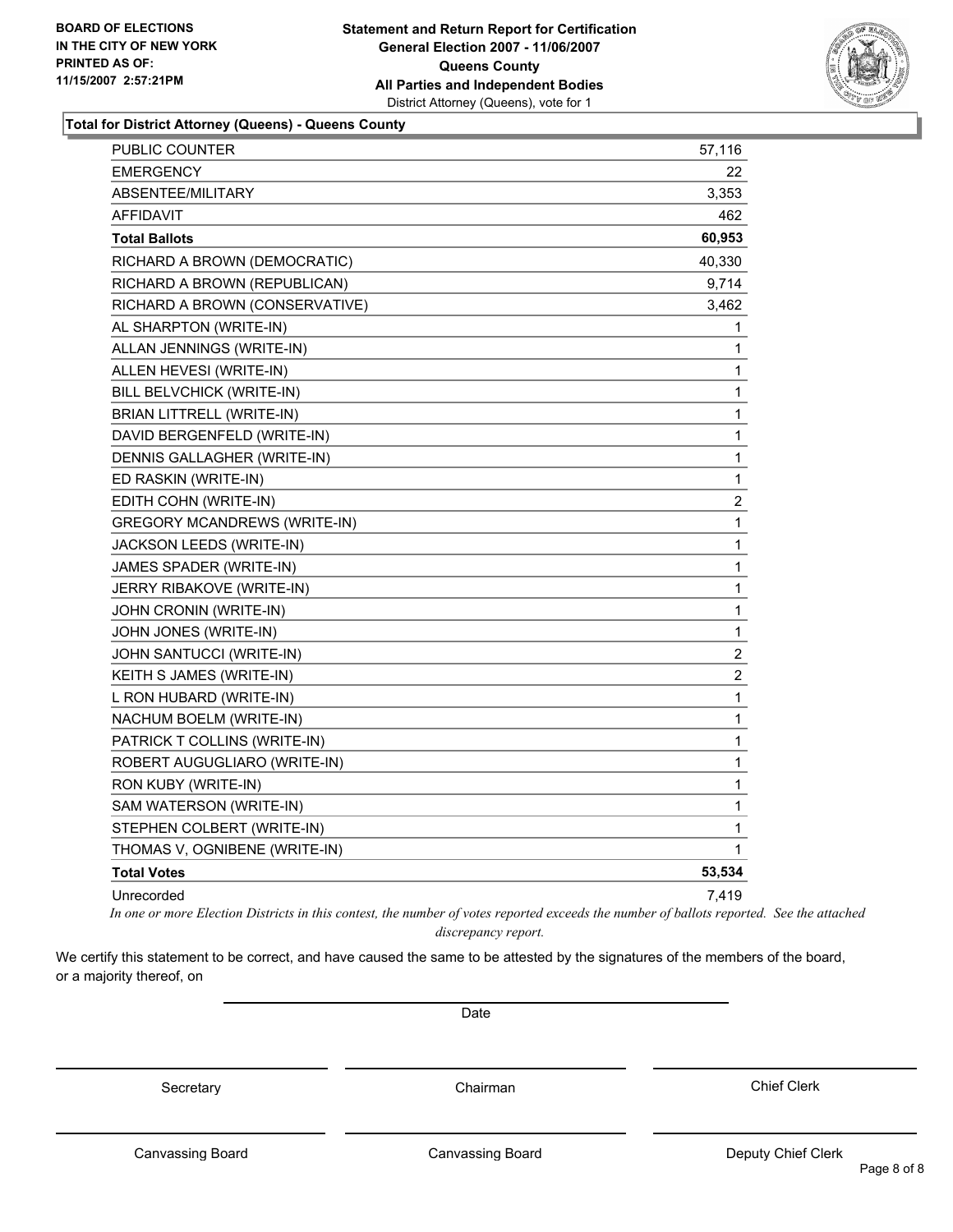**BOARD OF ELECTIONS IN THE CITY OF NEW YORK PRINTED AS OF: 11/15/2007 2:57:21PM**

**Statement and Return Report for Certification General Election 2007 - 11/06/2007 Queens County All Parties and Independent Bodies**
District Attorney (Queens), vote for 1

**Total for District Attorney (Queens) - Queens County**

| | |
|---|---|
| PUBLIC COUNTER | 57,116 |
| EMERGENCY | 22 |
| ABSENTEE/MILITARY | 3,353 |
| AFFIDAVIT | 462 |
| **Total Ballots** | **60,953** |
| RICHARD A BROWN (DEMOCRATIC) | 40,330 |
| RICHARD A BROWN (REPUBLICAN) | 9,714 |
| RICHARD A BROWN (CONSERVATIVE) | 3,462 |
| AL SHARPTON (WRITE-IN) | 1 |
| ALLAN JENNINGS (WRITE-IN) | 1 |
| ALLEN HEVESI (WRITE-IN) | 1 |
| BILL BELVCHICK (WRITE-IN) | 1 |
| BRIAN LITTRELL (WRITE-IN) | 1 |
| DAVID BERGENFELD (WRITE-IN) | 1 |
| DENNIS GALLAGHER (WRITE-IN) | 1 |
| ED RASKIN (WRITE-IN) | 1 |
| EDITH COHN (WRITE-IN) | 2 |
| GREGORY MCANDREWS (WRITE-IN) | 1 |
| JACKSON LEEDS (WRITE-IN) | 1 |
| JAMES SPADER (WRITE-IN) | 1 |
| JERRY RIBAKOVE (WRITE-IN) | 1 |
| JOHN CRONIN (WRITE-IN) | 1 |
| JOHN JONES (WRITE-IN) | 1 |
| JOHN SANTUCCI (WRITE-IN) | 2 |
| KEITH S JAMES (WRITE-IN) | 2 |
| L RON HUBARD (WRITE-IN) | 1 |
| NACHUM BOELM (WRITE-IN) | 1 |
| PATRICK T COLLINS (WRITE-IN) | 1 |
| ROBERT AUGUGLIARO (WRITE-IN) | 1 |
| RON KUBY (WRITE-IN) | 1 |
| SAM WATERSON (WRITE-IN) | 1 |
| STEPHEN COLBERT (WRITE-IN) | 1 |
| THOMAS V, OGNIBENE (WRITE-IN) | 1 |
| **Total Votes** | **53,534** |
| Unrecorded | 7,419 |

*In one or more Election Districts in this contest, the number of votes reported exceeds the number of ballots reported. See the attached discrepancy report.*

We certify this statement to be correct, and have caused the same to be attested by the signatures of the members of the board, or a majority thereof, on

Date

Secretary | Chairman | Chief Clerk

Canvassing Board | Canvassing Board | Deputy Chief Clerk